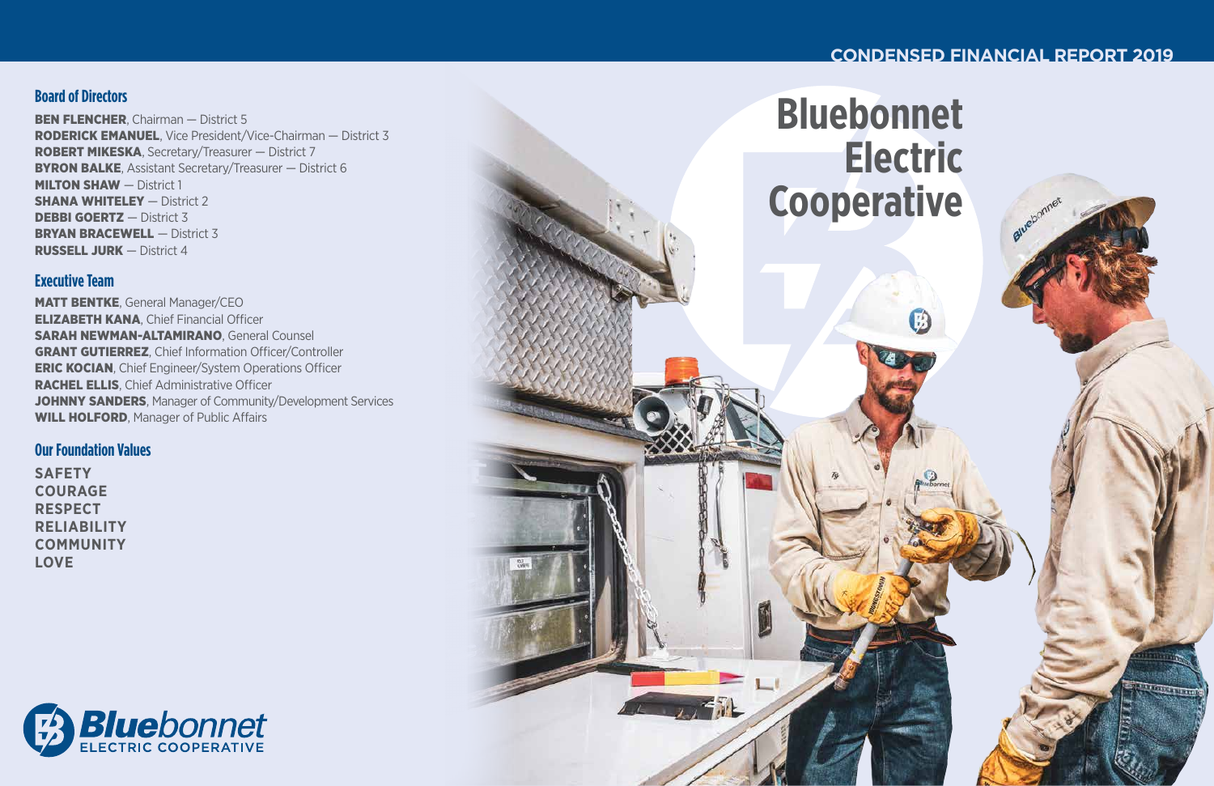# CONDENSED FINANCIAL REPORT 2019

# Bluebonnet Electric Cooperative

## Board of Directors

**BEN FLENCHER**, Chairman — District 5
**RODERICK EMANUEL**, Vice President/Vice-Chairman — District 3
**ROBERT MIKESKA**, Secretary/Treasurer — District 7
**BYRON BALKE**, Assistant Secretary/Treasurer — District 6
**MILTON SHAW** — District 1
**SHANA WHITELEY** — District 2
**DEBBI GOERTZ** — District 3
**BRYAN BRACEWELL** — District 3
**RUSSELL JURK** — District 4

## Executive Team

**MATT BENTKE**, General Manager/CEO
**ELIZABETH KANA**, Chief Financial Officer
**SARAH NEWMAN-ALTAMIRANO**, General Counsel
**GRANT GUTIERREZ**, Chief Information Officer/Controller
**ERIC KOCIAN**, Chief Engineer/System Operations Officer
**RACHEL ELLIS**, Chief Administrative Officer
**JOHNNY SANDERS**, Manager of Community/Development Services
**WILL HOLFORD**, Manager of Public Affairs

## Our Foundation Values

SAFETY
COURAGE
RESPECT
RELIABILITY
COMMUNITY
LOVE

**Bluebonnet** ELECTRIC COOPERATIVE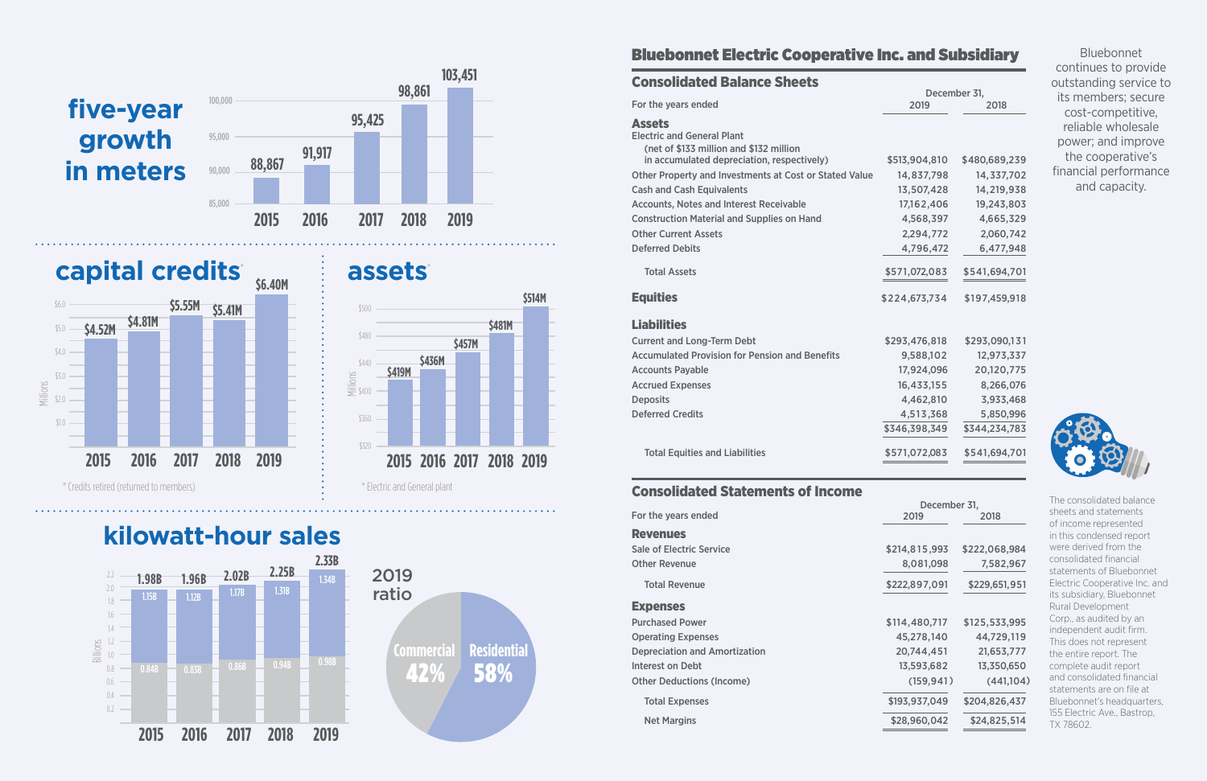# five-year growth in meters

100,000
95,000
90,000
85,000

88,867
91,917
95,425
98,861
103,451

2015 2016 2017 2018 2019

## capital credits*

$6.0
$5.0
$4.0
$3.0
$2.0
$1.0

Millions

$4.52M
$4.81M
$5.55M
$5.41M
$6.40M

2015 2016 2017 2018 2019

* Credits retired (returned to members)

## assets*

$500
$480
$440
$400
$360
$320

Millions

$419M
$436M
$457M
$481M
$514M

2015 2016 2017 2018 2019

* Electric and General plant

## kilowatt-hour sales

2.2
2.0
1.8
1.6
1.4
1.2
1.0
0.8
0.6
0.4
0.2

Billions

1.98B
1.96B
2.02B
2.25B
2.33B

1.15B
1.12B
1.17B
1.31B
1.34B

0.84B
0.83B
0.86B
0.94B
0.98B

2015 2016 2017 2018 2019

2019 ratio

Commercial 42%

Residential 58%

# Bluebonnet Electric Cooperative Inc. and Subsidiary

## Consolidated Balance Sheets

| For the years ended | December 31, 2019 | 2018 |
|---|---|---|
| **Assets** | | |
| Electric and General Plant (net of $133 million and $132 million in accumulated depreciation, respectively) | $513,904,810 | $480,689,239 |
| Other Property and Investments at Cost or Stated Value | 14,837,798 | 14,337,702 |
| Cash and Cash Equivalents | 13,507,428 | 14,219,938 |
| Accounts, Notes and Interest Receivable | 17,162,406 | 19,243,803 |
| Construction Material and Supplies on Hand | 4,568,397 | 4,665,329 |
| Other Current Assets | 2,294,772 | 2,060,742 |
| Deferred Debits | 4,796,472 | 6,477,948 |
| Total Assets | $571,072,083 | $541,694,701 |
| **Equities** | $224,673,734 | $197,459,918 |
| **Liabilities** | | |
| Current and Long-Term Debt | $293,476,818 | $293,090,131 |
| Accumulated Provision for Pension and Benefits | 9,588,102 | 12,973,337 |
| Accounts Payable | 17,924,096 | 20,120,775 |
| Accrued Expenses | 16,433,155 | 8,266,076 |
| Deposits | 4,462,810 | 3,933,468 |
| Deferred Credits | 4,513,368 | 5,850,996 |
| | $346,398,349 | $344,234,783 |
| Total Equities and Liabilities | $571,072,083 | $541,694,701 |

## Consolidated Statements of Income

| For the years ended | December 31, 2019 | 2018 |
|---|---|---|
| **Revenues** | | |
| Sale of Electric Service | $214,815,993 | $222,068,984 |
| Other Revenue | 8,081,098 | 7,582,967 |
| Total Revenue | $222,897,091 | $229,651,951 |
| **Expenses** | | |
| Purchased Power | $114,480,717 | $125,533,995 |
| Operating Expenses | 45,278,140 | 44,729,119 |
| Depreciation and Amortization | 20,744,451 | 21,653,777 |
| Interest on Debt | 13,593,682 | 13,350,650 |
| Other Deductions (Income) | (159,941) | (441,104) |
| Total Expenses | $193,937,049 | $204,826,437 |
| Net Margins | $28,960,042 | $24,825,514 |

Bluebonnet continues to provide outstanding service to its members; secure cost-competitive, reliable wholesale power; and improve the cooperative's financial performance and capacity.

The consolidated balance sheets and statements of income represented in this condensed report were derived from the consolidated financial statements of Bluebonnet Electric Cooperative Inc. and its subsidiary, Bluebonnet Rural Development Corp., as audited by an independent audit firm. This does not represent the entire report. The complete audit report and consolidated financial statements are on file at Bluebonnet's headquarters, 155 Electric Ave., Bastrop, TX 78602.